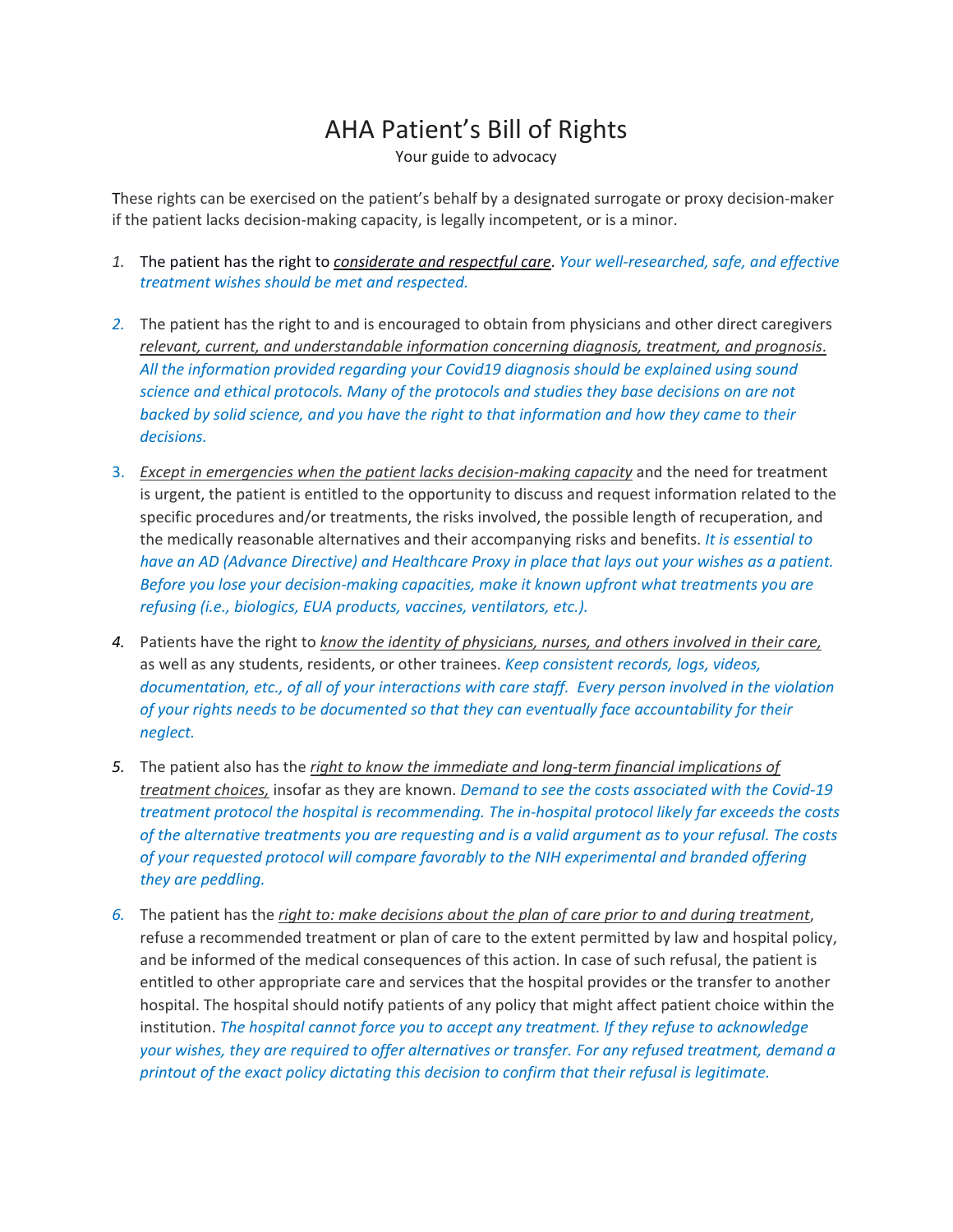# AHA Patient's Bill of Rights

Your guide to advocacy

These rights can be exercised on the patient's behalf by a designated surrogate or proxy decision-maker if the patient lacks decision-making capacity, is legally incompetent, or is a minor.

1. The patient has the right to *considerate and respectful care*. *Your well-researched, safe, and effective treatment wishes should be met and respected.*

2. The patient has the right to and is encouraged to obtain from physicians and other direct caregivers relevant, current, and understandable information concerning diagnosis, treatment, and prognosis. *All the information provided regarding your Covid19 diagnosis should be explained using sound science and ethical protocols. Many of the protocols and studies they base decisions on are not backed by solid science, and you have the right to that information and how they came to their decisions.*

3. *Except in emergencies when the patient lacks decision-making capacity* and the need for treatment is urgent, the patient is entitled to the opportunity to discuss and request information related to the specific procedures and/or treatments, the risks involved, the possible length of recuperation, and the medically reasonable alternatives and their accompanying risks and benefits. *It is essential to have an AD (Advance Directive) and Healthcare Proxy in place that lays out your wishes as a patient. Before you lose your decision-making capacities, make it known upfront what treatments you are refusing (i.e., biologics, EUA products, vaccines, ventilators, etc.).*

4. Patients have the right to *know the identity of physicians, nurses, and others involved in their care,* as well as any students, residents, or other trainees. *Keep consistent records, logs, videos, documentation, etc., of all of your interactions with care staff. Every person involved in the violation of your rights needs to be documented so that they can eventually face accountability for their neglect.*

5. The patient also has the *right to know the immediate and long-term financial implications of treatment choices,* insofar as they are known. *Demand to see the costs associated with the Covid-19 treatment protocol the hospital is recommending. The in-hospital protocol likely far exceeds the costs of the alternative treatments you are requesting and is a valid argument as to your refusal. The costs of your requested protocol will compare favorably to the NIH experimental and branded offering they are peddling.*

6. The patient has the *right to: make decisions about the plan of care prior to and during treatment*, refuse a recommended treatment or plan of care to the extent permitted by law and hospital policy, and be informed of the medical consequences of this action. In case of such refusal, the patient is entitled to other appropriate care and services that the hospital provides or the transfer to another hospital. The hospital should notify patients of any policy that might affect patient choice within the institution. *The hospital cannot force you to accept any treatment. If they refuse to acknowledge your wishes, they are required to offer alternatives or transfer. For any refused treatment, demand a printout of the exact policy dictating this decision to confirm that their refusal is legitimate.*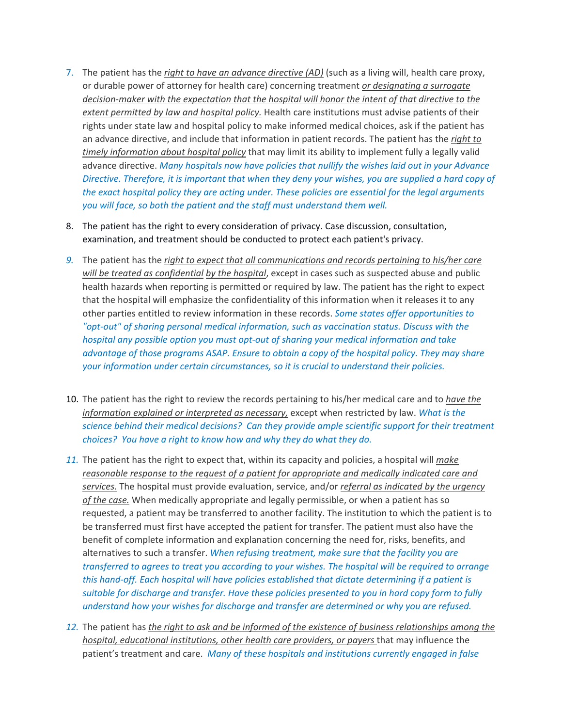7. The patient has the *right to have an advance directive (AD)* (such as a living will, health care proxy, or durable power of attorney for health care) concerning treatment *or designating a surrogate decision-maker with the expectation that the hospital will honor the intent of that directive to the extent permitted by law and hospital policy.* Health care institutions must advise patients of their rights under state law and hospital policy to make informed medical choices, ask if the patient has an advance directive, and include that information in patient records. The patient has the *right to timely information about hospital policy* that may limit its ability to implement fully a legally valid advance directive. *Many hospitals now have policies that nullify the wishes laid out in your Advance Directive. Therefore, it is important that when they deny your wishes, you are supplied a hard copy of the exact hospital policy they are acting under. These policies are essential for the legal arguments you will face, so both the patient and the staff must understand them well.*

8. The patient has the right to every consideration of privacy. Case discussion, consultation, examination, and treatment should be conducted to protect each patient's privacy.

9. The patient has the *right to expect that all communications and records pertaining to his/her care will be treated as confidential by the hospital*, except in cases such as suspected abuse and public health hazards when reporting is permitted or required by law. The patient has the right to expect that the hospital will emphasize the confidentiality of this information when it releases it to any other parties entitled to review information in these records. *Some states offer opportunities to "opt-out" of sharing personal medical information, such as vaccination status. Discuss with the hospital any possible option you must opt-out of sharing your medical information and take advantage of those programs ASAP. Ensure to obtain a copy of the hospital policy. They may share your information under certain circumstances, so it is crucial to understand their policies.*

10. The patient has the right to review the records pertaining to his/her medical care and to *have the information explained or interpreted as necessary,* except when restricted by law. *What is the science behind their medical decisions? Can they provide ample scientific support for their treatment choices? You have a right to know how and why they do what they do.*

11. The patient has the right to expect that, within its capacity and policies, a hospital will *make reasonable response to the request of a patient for appropriate and medically indicated care and services.* The hospital must provide evaluation, service, and/or *referral as indicated by the urgency of the case.* When medically appropriate and legally permissible, or when a patient has so requested, a patient may be transferred to another facility. The institution to which the patient is to be transferred must first have accepted the patient for transfer. The patient must also have the benefit of complete information and explanation concerning the need for, risks, benefits, and alternatives to such a transfer. *When refusing treatment, make sure that the facility you are transferred to agrees to treat you according to your wishes. The hospital will be required to arrange this hand-off. Each hospital will have policies established that dictate determining if a patient is suitable for discharge and transfer. Have these policies presented to you in hard copy form to fully understand how your wishes for discharge and transfer are determined or why you are refused.*

12. The patient has *the right to ask and be informed of the existence of business relationships among the hospital, educational institutions, other health care providers, or payers* that may influence the patient's treatment and care. *Many of these hospitals and institutions currently engaged in false*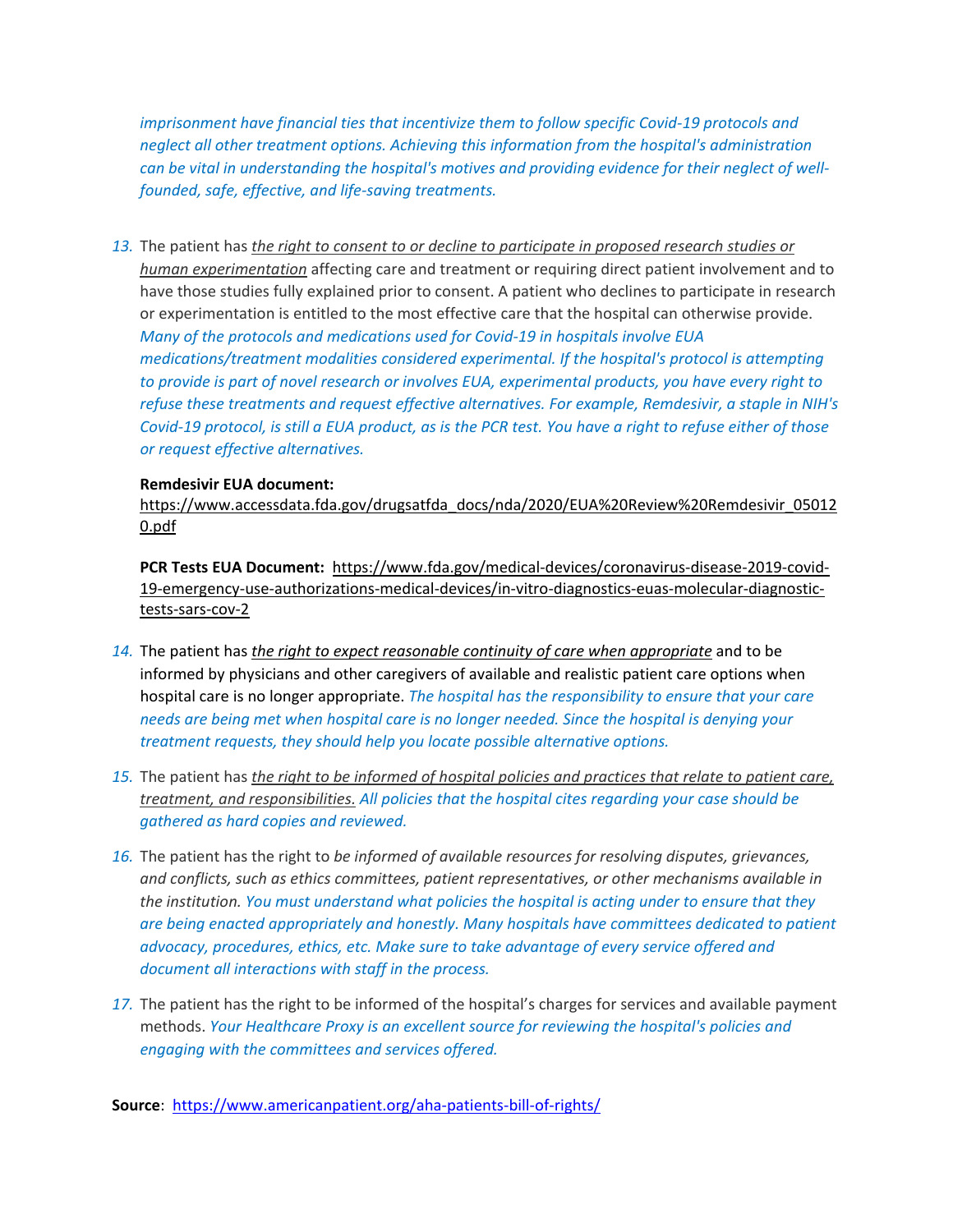*imprisonment have financial ties that incentivize them to follow specific Covid-19 protocols and neglect all other treatment options. Achieving this information from the hospital's administration can be vital in understanding the hospital's motives and providing evidence for their neglect of well-founded, safe, effective, and life-saving treatments.*

13. The patient has *the right to consent to or decline to participate in proposed research studies or human experimentation* affecting care and treatment or requiring direct patient involvement and to have those studies fully explained prior to consent. A patient who declines to participate in research or experimentation is entitled to the most effective care that the hospital can otherwise provide. *Many of the protocols and medications used for Covid-19 in hospitals involve EUA medications/treatment modalities considered experimental. If the hospital's protocol is attempting to provide is part of novel research or involves EUA, experimental products, you have every right to refuse these treatments and request effective alternatives. For example, Remdesivir, a staple in NIH's Covid-19 protocol, is still a EUA product, as is the PCR test. You have a right to refuse either of those or request effective alternatives.*

    **Remdesivir EUA document:**
    https://www.accessdata.fda.gov/drugsatfda_docs/nda/2020/EUA%20Review%20Remdesivir_050120.pdf

    **PCR Tests EUA Document:** https://www.fda.gov/medical-devices/coronavirus-disease-2019-covid-19-emergency-use-authorizations-medical-devices/in-vitro-diagnostics-euas-molecular-diagnostic-tests-sars-cov-2

14. The patient has *the right to expect reasonable continuity of care when appropriate* and to be informed by physicians and other caregivers of available and realistic patient care options when hospital care is no longer appropriate. *The hospital has the responsibility to ensure that your care needs are being met when hospital care is no longer needed. Since the hospital is denying your treatment requests, they should help you locate possible alternative options.*

15. The patient has *the right to be informed of hospital policies and practices that relate to patient care, treatment, and responsibilities. All policies that the hospital cites regarding your case should be gathered as hard copies and reviewed.*

16. The patient has the right to *be informed of available resources for resolving disputes, grievances, and conflicts, such as ethics committees, patient representatives, or other mechanisms available in the institution. You must understand what policies the hospital is acting under to ensure that they are being enacted appropriately and honestly. Many hospitals have committees dedicated to patient advocacy, procedures, ethics, etc. Make sure to take advantage of every service offered and document all interactions with staff in the process.*

17. The patient has the right to be informed of the hospital's charges for services and available payment methods. *Your Healthcare Proxy is an excellent source for reviewing the hospital's policies and engaging with the committees and services offered.*

**Source**: https://www.americanpatient.org/aha-patients-bill-of-rights/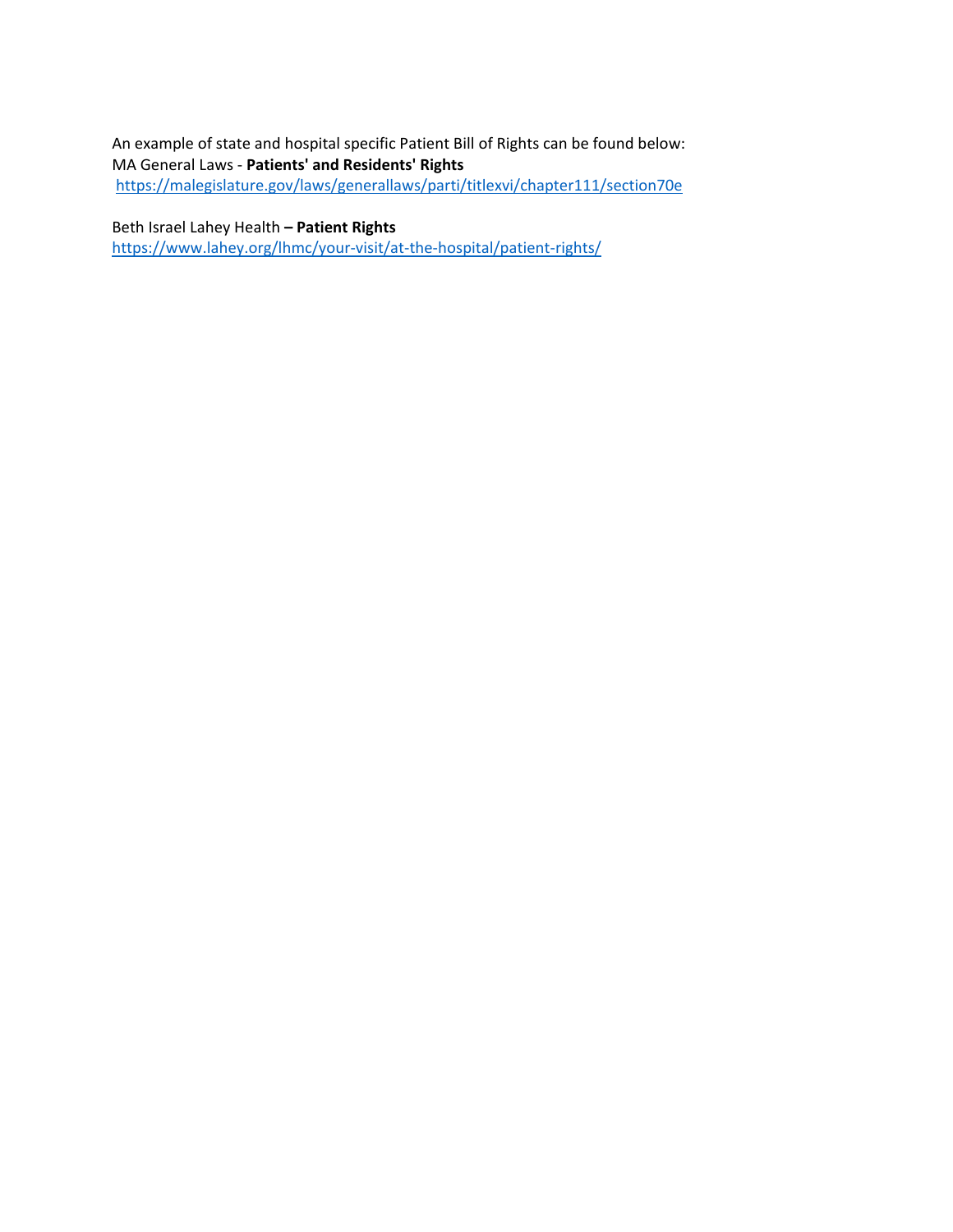An example of state and hospital specific Patient Bill of Rights can be found below:
MA General Laws - **Patients' and Residents' Rights**
https://malegislature.gov/laws/generallaws/parti/titlexvi/chapter111/section70e

Beth Israel Lahey Health **– Patient Rights**
https://www.lahey.org/lhmc/your-visit/at-the-hospital/patient-rights/